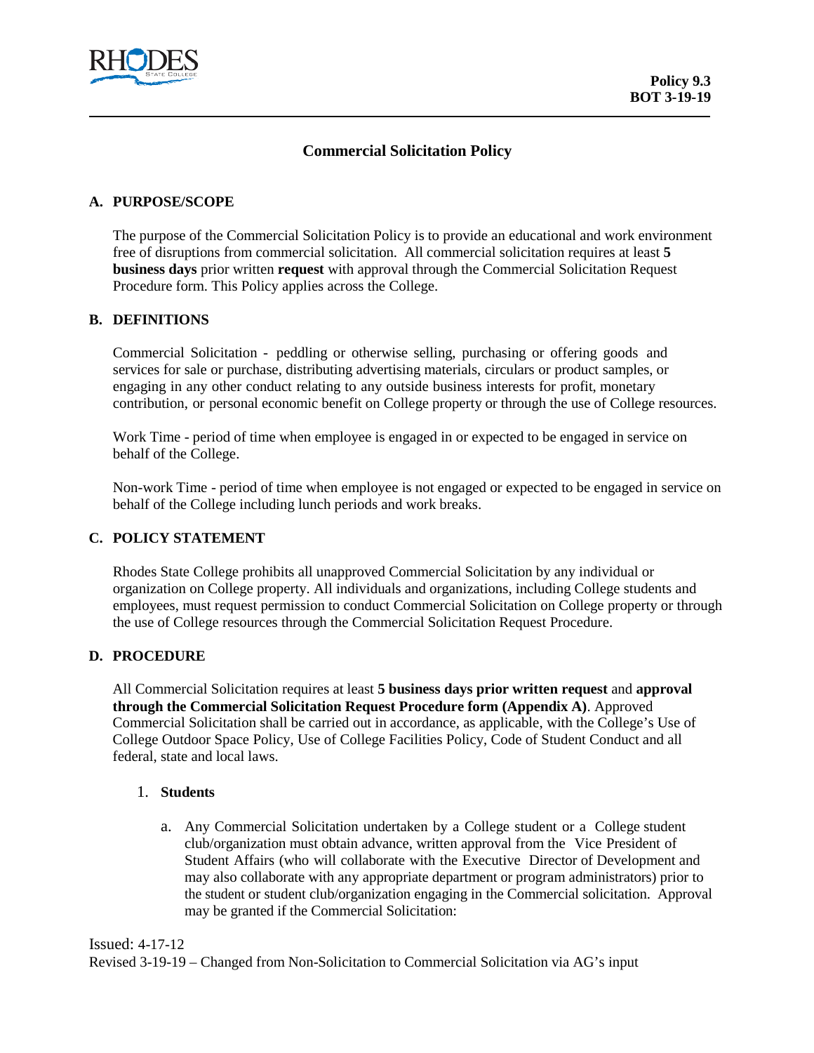**Policy 9.3**
**BOT 3-19-19**

# Commercial Solicitation Policy

## A. PURPOSE/SCOPE

The purpose of the Commercial Solicitation Policy is to provide an educational and work environment free of disruptions from commercial solicitation. All commercial solicitation requires at least **5 business days** prior written **request** with approval through the Commercial Solicitation Request Procedure form. This Policy applies across the College.

## B. DEFINITIONS

Commercial Solicitation - peddling or otherwise selling, purchasing or offering goods and services for sale or purchase, distributing advertising materials, circulars or product samples, or engaging in any other conduct relating to any outside business interests for profit, monetary contribution, or personal economic benefit on College property or through the use of College resources.

Work Time - period of time when employee is engaged in or expected to be engaged in service on behalf of the College.

Non-work Time - period of time when employee is not engaged or expected to be engaged in service on behalf of the College including lunch periods and work breaks.

## C. POLICY STATEMENT

Rhodes State College prohibits all unapproved Commercial Solicitation by any individual or organization on College property. All individuals and organizations, including College students and employees, must request permission to conduct Commercial Solicitation on College property or through the use of College resources through the Commercial Solicitation Request Procedure.

## D. PROCEDURE

All Commercial Solicitation requires at least **5 business days prior written request** and **approval through the Commercial Solicitation Request Procedure form (Appendix A)**. Approved Commercial Solicitation shall be carried out in accordance, as applicable, with the College's Use of College Outdoor Space Policy, Use of College Facilities Policy, Code of Student Conduct and all federal, state and local laws.

1. **Students**

   a. Any Commercial Solicitation undertaken by a College student or a College student club/organization must obtain advance, written approval from the Vice President of Student Affairs (who will collaborate with the Executive Director of Development and may also collaborate with any appropriate department or program administrators) prior to the student or student club/organization engaging in the Commercial solicitation. Approval may be granted if the Commercial Solicitation:

Issued: 4-17-12
Revised 3-19-19 – Changed from Non-Solicitation to Commercial Solicitation via AG's input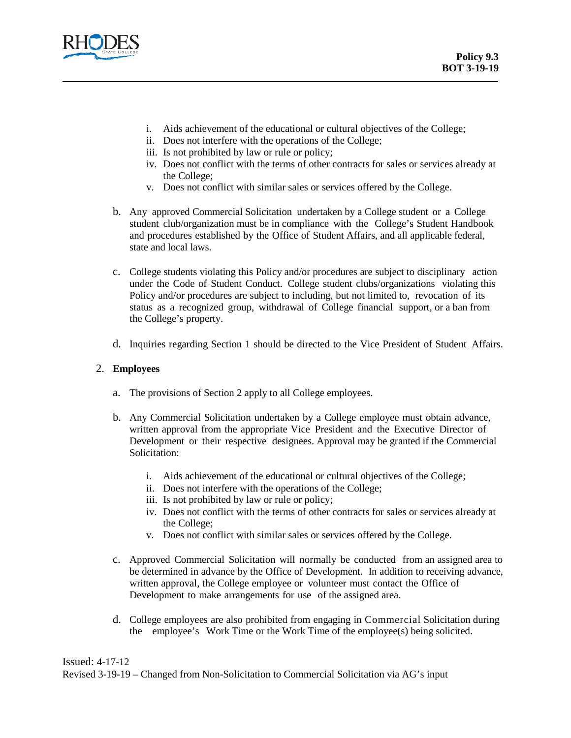i. Aids achievement of the educational or cultural objectives of the College;
   ii. Does not interfere with the operations of the College;
   iii. Is not prohibited by law or rule or policy;
   iv. Does not conflict with the terms of other contracts for sales or services already at the College;
   v. Does not conflict with similar sales or services offered by the College.

b. Any approved Commercial Solicitation undertaken by a College student or a College student club/organization must be in compliance with the College's Student Handbook and procedures established by the Office of Student Affairs, and all applicable federal, state and local laws.

c. College students violating this Policy and/or procedures are subject to disciplinary action under the Code of Student Conduct. College student clubs/organizations violating this Policy and/or procedures are subject to including, but not limited to, revocation of its status as a recognized group, withdrawal of College financial support, or a ban from the College's property.

d. Inquiries regarding Section 1 should be directed to the Vice President of Student Affairs.

2. **Employees**

   a. The provisions of Section 2 apply to all College employees.

   b. Any Commercial Solicitation undertaken by a College employee must obtain advance, written approval from the appropriate Vice President and the Executive Director of Development or their respective designees. Approval may be granted if the Commercial Solicitation:

      i. Aids achievement of the educational or cultural objectives of the College;
      ii. Does not interfere with the operations of the College;
      iii. Is not prohibited by law or rule or policy;
      iv. Does not conflict with the terms of other contracts for sales or services already at the College;
      v. Does not conflict with similar sales or services offered by the College.

   c. Approved Commercial Solicitation will normally be conducted from an assigned area to be determined in advance by the Office of Development. In addition to receiving advance, written approval, the College employee or volunteer must contact the Office of Development to make arrangements for use of the assigned area.

   d. College employees are also prohibited from engaging in Commercial Solicitation during the employee's Work Time or the Work Time of the employee(s) being solicited.

Issued: 4-17-12
Revised 3-19-19 – Changed from Non-Solicitation to Commercial Solicitation via AG's input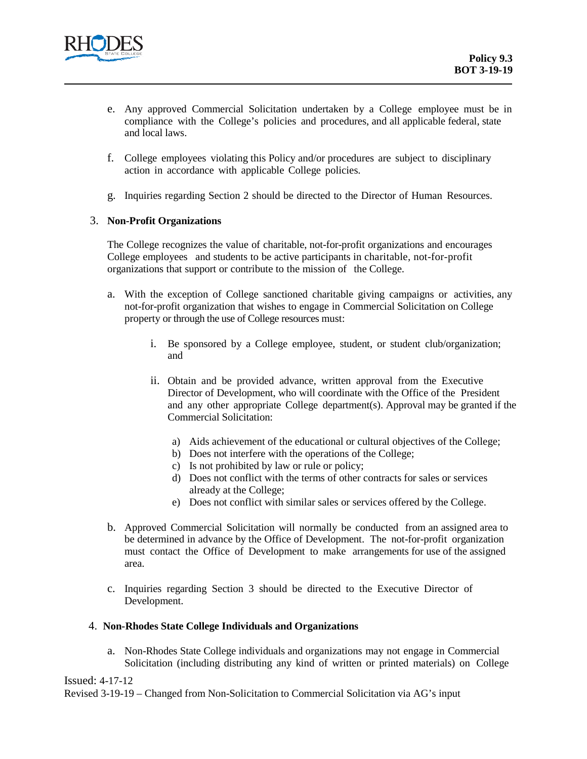e. Any approved Commercial Solicitation undertaken by a College employee must be in compliance with the College's policies and procedures, and all applicable federal, state and local laws.

f. College employees violating this Policy and/or procedures are subject to disciplinary action in accordance with applicable College policies.

g. Inquiries regarding Section 2 should be directed to the Director of Human Resources.

3. **Non-Profit Organizations**

The College recognizes the value of charitable, not-for-profit organizations and encourages College employees and students to be active participants in charitable, not-for-profit organizations that support or contribute to the mission of the College.

a. With the exception of College sanctioned charitable giving campaigns or activities, any not-for-profit organization that wishes to engage in Commercial Solicitation on College property or through the use of College resources must:

   i. Be sponsored by a College employee, student, or student club/organization; and

   ii. Obtain and be provided advance, written approval from the Executive Director of Development, who will coordinate with the Office of the President and any other appropriate College department(s). Approval may be granted if the Commercial Solicitation:

      a) Aids achievement of the educational or cultural objectives of the College;
      b) Does not interfere with the operations of the College;
      c) Is not prohibited by law or rule or policy;
      d) Does not conflict with the terms of other contracts for sales or services already at the College;
      e) Does not conflict with similar sales or services offered by the College.

b. Approved Commercial Solicitation will normally be conducted from an assigned area to be determined in advance by the Office of Development. The not-for-profit organization must contact the Office of Development to make arrangements for use of the assigned area.

c. Inquiries regarding Section 3 should be directed to the Executive Director of Development.

4. **Non-Rhodes State College Individuals and Organizations**

a. Non-Rhodes State College individuals and organizations may not engage in Commercial Solicitation (including distributing any kind of written or printed materials) on College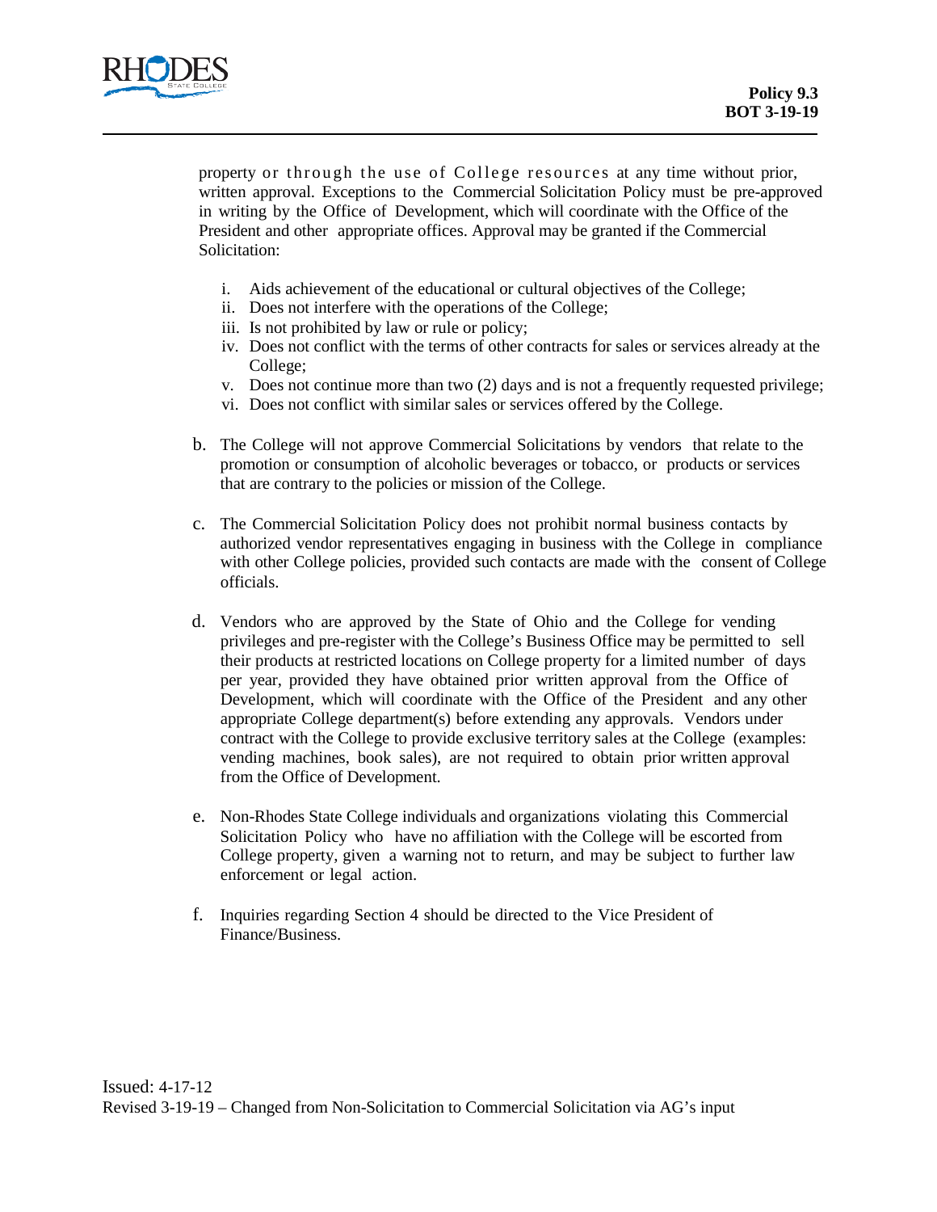property or through the use of College resources at any time without prior, written approval. Exceptions to the Commercial Solicitation Policy must be pre-approved in writing by the Office of Development, which will coordinate with the Office of the President and other appropriate offices. Approval may be granted if the Commercial Solicitation:

i. Aids achievement of the educational or cultural objectives of the College;
ii. Does not interfere with the operations of the College;
iii. Is not prohibited by law or rule or policy;
iv. Does not conflict with the terms of other contracts for sales or services already at the College;
v. Does not continue more than two (2) days and is not a frequently requested privilege;
vi. Does not conflict with similar sales or services offered by the College.

b. The College will not approve Commercial Solicitations by vendors that relate to the promotion or consumption of alcoholic beverages or tobacco, or products or services that are contrary to the policies or mission of the College.

c. The Commercial Solicitation Policy does not prohibit normal business contacts by authorized vendor representatives engaging in business with the College in compliance with other College policies, provided such contacts are made with the consent of College officials.

d. Vendors who are approved by the State of Ohio and the College for vending privileges and pre-register with the College's Business Office may be permitted to sell their products at restricted locations on College property for a limited number of days per year, provided they have obtained prior written approval from the Office of Development, which will coordinate with the Office of the President and any other appropriate College department(s) before extending any approvals. Vendors under contract with the College to provide exclusive territory sales at the College (examples: vending machines, book sales), are not required to obtain prior written approval from the Office of Development.

e. Non-Rhodes State College individuals and organizations violating this Commercial Solicitation Policy who have no affiliation with the College will be escorted from College property, given a warning not to return, and may be subject to further law enforcement or legal action.

f. Inquiries regarding Section 4 should be directed to the Vice President of Finance/Business.

Issued: 4-17-12
Revised 3-19-19 – Changed from Non-Solicitation to Commercial Solicitation via AG's input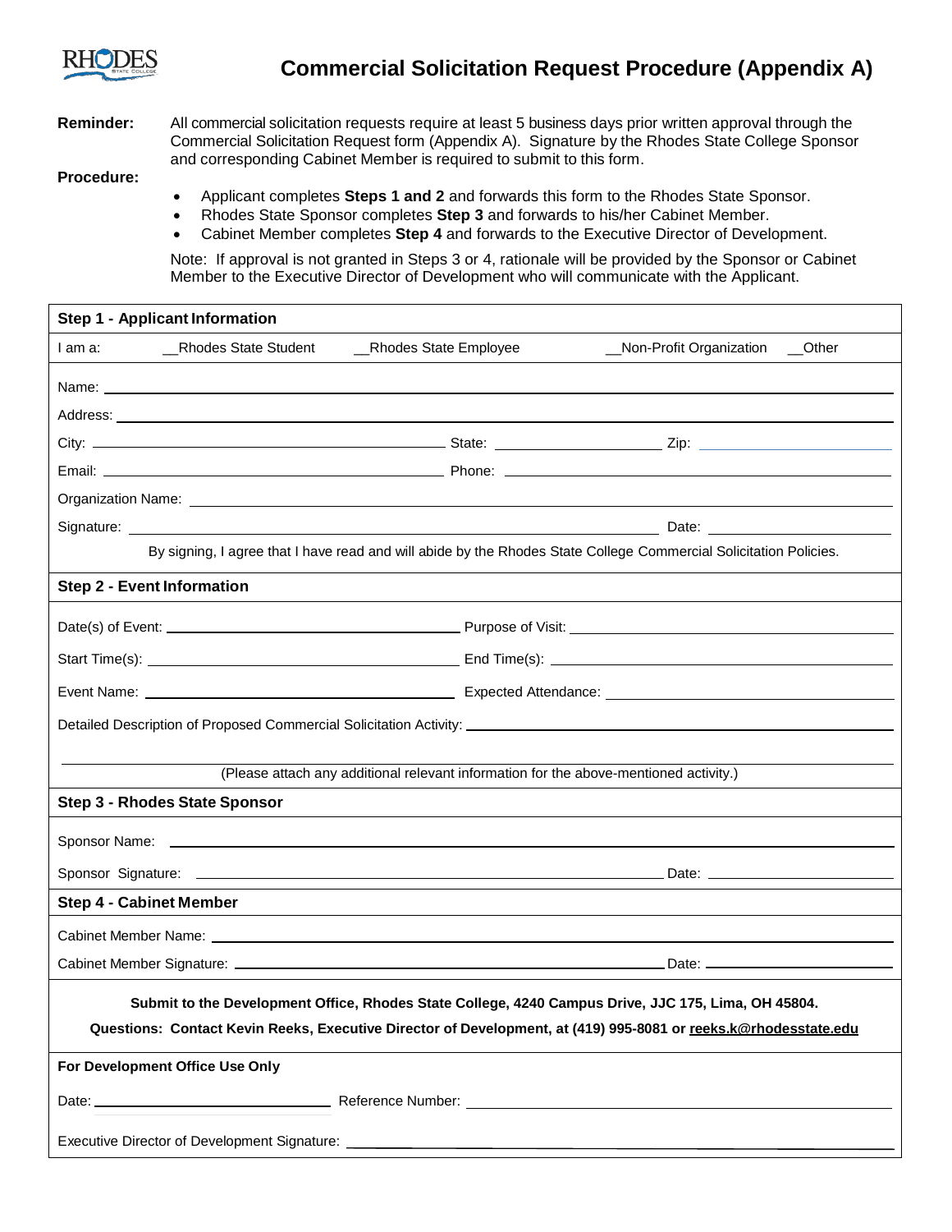# Commercial Solicitation Request Procedure (Appendix A)

**Reminder:** All commercial solicitation requests require at least 5 business days prior written approval through the Commercial Solicitation Request form (Appendix A). Signature by the Rhodes State College Sponsor and corresponding Cabinet Member is required to submit to this form.

**Procedure:**

- Applicant completes **Steps 1 and 2** and forwards this form to the Rhodes State Sponsor.
- Rhodes State Sponsor completes **Step 3** and forwards to his/her Cabinet Member.
- Cabinet Member completes **Step 4** and forwards to the Executive Director of Development.

Note: If approval is not granted in Steps 3 or 4, rationale will be provided by the Sponsor or Cabinet Member to the Executive Director of Development who will communicate with the Applicant.

## Step 1 - Applicant Information

I am a: __Rhodes State Student __Rhodes State Employee __Non-Profit Organization __Other

Name: ______________________________

Address: ______________________________

City: ______________ State: ______________ Zip: ______________

Email: ______________ Phone: ______________

Organization Name: ______________________________

Signature: ______________________________ Date: ______________

By signing, I agree that I have read and will abide by the Rhodes State College Commercial Solicitation Policies.

## Step 2 - Event Information

Date(s) of Event: ______________ Purpose of Visit: ______________

Start Time(s): ______________ End Time(s): ______________

Event Name: ______________ Expected Attendance: ______________

Detailed Description of Proposed Commercial Solicitation Activity: ______________________________

______________________________

(Please attach any additional relevant information for the above-mentioned activity.)

## Step 3 - Rhodes State Sponsor

Sponsor Name: ______________________________

Sponsor Signature: ______________________________ Date: ______________

## Step 4 - Cabinet Member

Cabinet Member Name: ______________________________

Cabinet Member Signature: ______________________________ Date: ______________

**Submit to the Development Office, Rhodes State College, 4240 Campus Drive, JJC 175, Lima, OH 45804.**

**Questions: Contact Kevin Reeks, Executive Director of Development, at (419) 995-8081 or reeks.k@rhodesstate.edu**

## For Development Office Use Only

Date: ______________ Reference Number: ______________

Executive Director of Development Signature: ______________________________